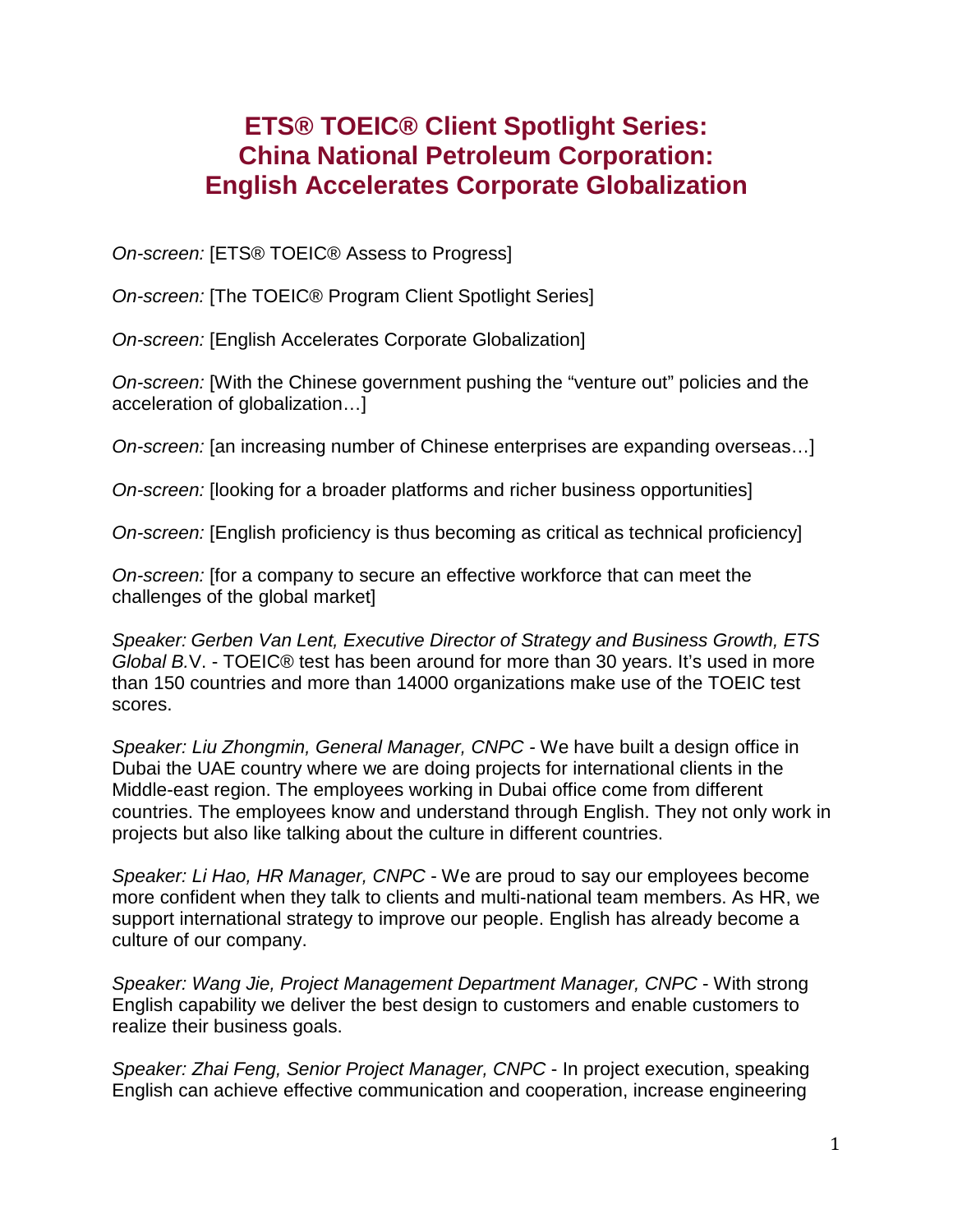# ETS® TOEIC® Client Spotlight Series: China National Petroleum Corporation: English Accelerates Corporate Globalization

*On-screen:* [ETS® TOEIC® Assess to Progress]

*On-screen:* [The TOEIC® Program Client Spotlight Series]

*On-screen:* [English Accelerates Corporate Globalization]

*On-screen:* [With the Chinese government pushing the "venture out" policies and the acceleration of globalization…]

*On-screen:* [an increasing number of Chinese enterprises are expanding overseas…]

*On-screen:* [looking for a broader platforms and richer business opportunities]

*On-screen:* [English proficiency is thus becoming as critical as technical proficiency]

*On-screen:* [for a company to secure an effective workforce that can meet the challenges of the global market]

*Speaker: Gerben Van Lent, Executive Director of Strategy and Business Growth, ETS Global B.*V. - TOEIC® test has been around for more than 30 years. It's used in more than 150 countries and more than 14000 organizations make use of the TOEIC test scores.

*Speaker: Liu Zhongmin, General Manager, CNPC* - We have built a design office in Dubai the UAE country where we are doing projects for international clients in the Middle-east region. The employees working in Dubai office come from different countries. The employees know and understand through English. They not only work in projects but also like talking about the culture in different countries.

*Speaker: Li Hao, HR Manager, CNPC* - We are proud to say our employees become more confident when they talk to clients and multi-national team members. As HR, we support international strategy to improve our people. English has already become a culture of our company.

*Speaker: Wang Jie, Project Management Department Manager, CNPC* - With strong English capability we deliver the best design to customers and enable customers to realize their business goals.

*Speaker: Zhai Feng, Senior Project Manager, CNPC* - In project execution, speaking English can achieve effective communication and cooperation, increase engineering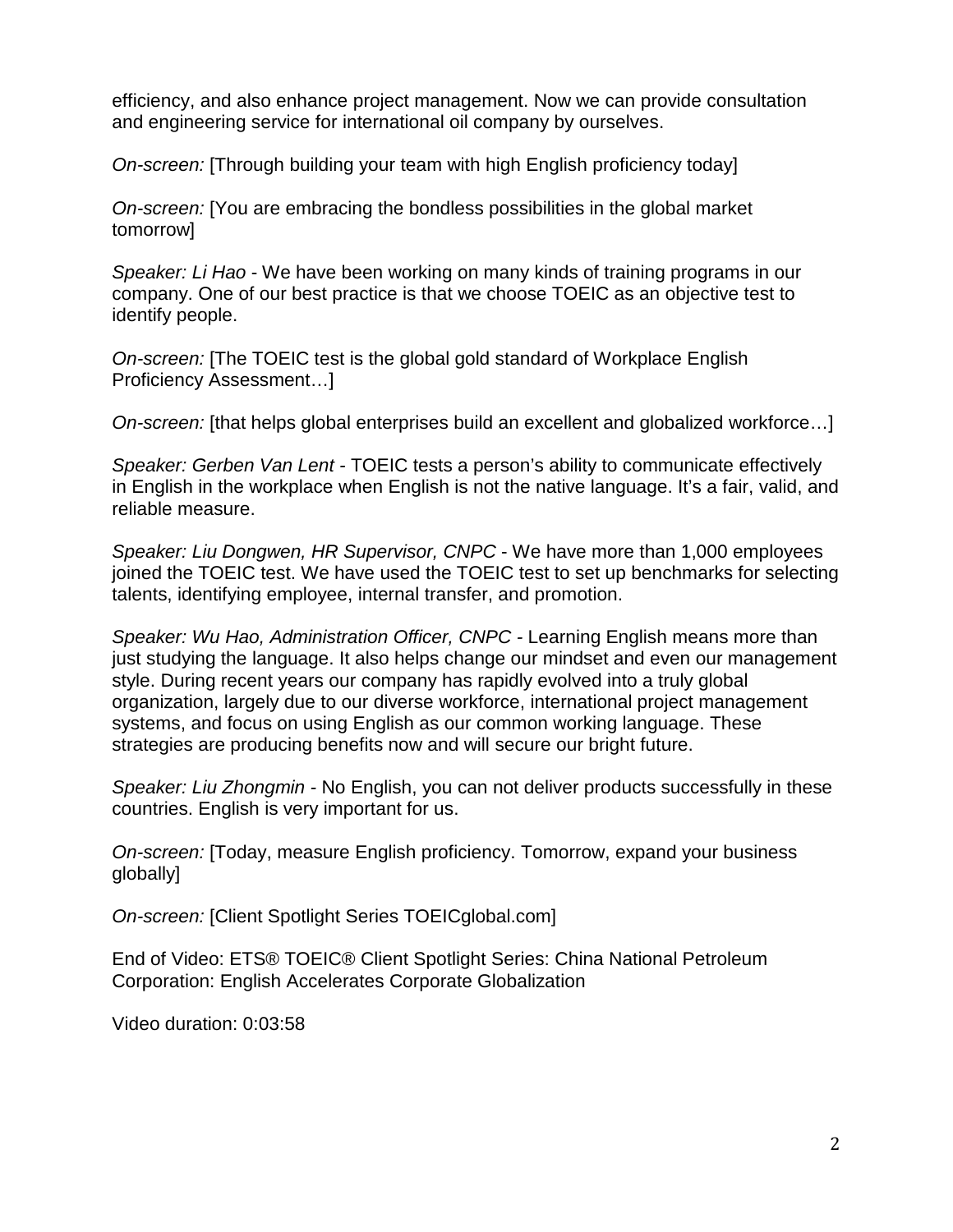efficiency, and also enhance project management. Now we can provide consultation and engineering service for international oil company by ourselves.

*On-screen:* [Through building your team with high English proficiency today]

*On-screen:* [You are embracing the bondless possibilities in the global market tomorrow]

*Speaker: Li Hao* - We have been working on many kinds of training programs in our company. One of our best practice is that we choose TOEIC as an objective test to identify people.

*On-screen:* [The TOEIC test is the global gold standard of Workplace English Proficiency Assessment…]

*On-screen:* [that helps global enterprises build an excellent and globalized workforce…]

*Speaker: Gerben Van Lent* - TOEIC tests a person's ability to communicate effectively in English in the workplace when English is not the native language. It's a fair, valid, and reliable measure.

*Speaker: Liu Dongwen, HR Supervisor, CNPC* - We have more than 1,000 employees joined the TOEIC test. We have used the TOEIC test to set up benchmarks for selecting talents, identifying employee, internal transfer, and promotion.

*Speaker: Wu Hao, Administration Officer, CNPC* - Learning English means more than just studying the language. It also helps change our mindset and even our management style. During recent years our company has rapidly evolved into a truly global organization, largely due to our diverse workforce, international project management systems, and focus on using English as our common working language. These strategies are producing benefits now and will secure our bright future.

*Speaker: Liu Zhongmin* - No English, you can not deliver products successfully in these countries. English is very important for us.

*On-screen:* [Today, measure English proficiency. Tomorrow, expand your business globally]

*On-screen:* [Client Spotlight Series TOEICglobal.com]

End of Video: ETS® TOEIC® Client Spotlight Series: China National Petroleum Corporation: English Accelerates Corporate Globalization

Video duration: 0:03:58